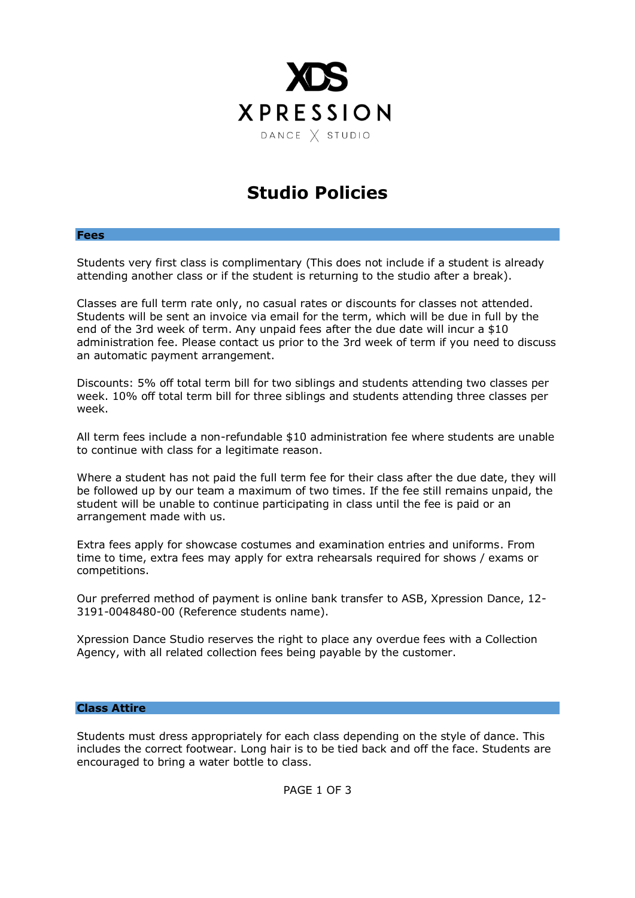XDS

XPRESSION

DANCE ╳ STUDIO

# Studio Policies

## Fees

Students very first class is complimentary (This does not include if a student is already attending another class or if the student is returning to the studio after a break).

Classes are full term rate only, no casual rates or discounts for classes not attended. Students will be sent an invoice via email for the term, which will be due in full by the end of the 3rd week of term. Any unpaid fees after the due date will incur a $10 administration fee. Please contact us prior to the 3rd week of term if you need to discuss an automatic payment arrangement.

Discounts: 5% off total term bill for two siblings and students attending two classes per week. 10% off total term bill for three siblings and students attending three classes per week.

All term fees include a non-refundable $10 administration fee where students are unable to continue with class for a legitimate reason.

Where a student has not paid the full term fee for their class after the due date, they will be followed up by our team a maximum of two times. If the fee still remains unpaid, the student will be unable to continue participating in class until the fee is paid or an arrangement made with us.

Extra fees apply for showcase costumes and examination entries and uniforms. From time to time, extra fees may apply for extra rehearsals required for shows / exams or competitions.

Our preferred method of payment is online bank transfer to ASB, Xpression Dance, 12-3191-0048480-00 (Reference students name).

Xpression Dance Studio reserves the right to place any overdue fees with a Collection Agency, with all related collection fees being payable by the customer.

## Class Attire

Students must dress appropriately for each class depending on the style of dance. This includes the correct footwear. Long hair is to be tied back and off the face. Students are encouraged to bring a water bottle to class.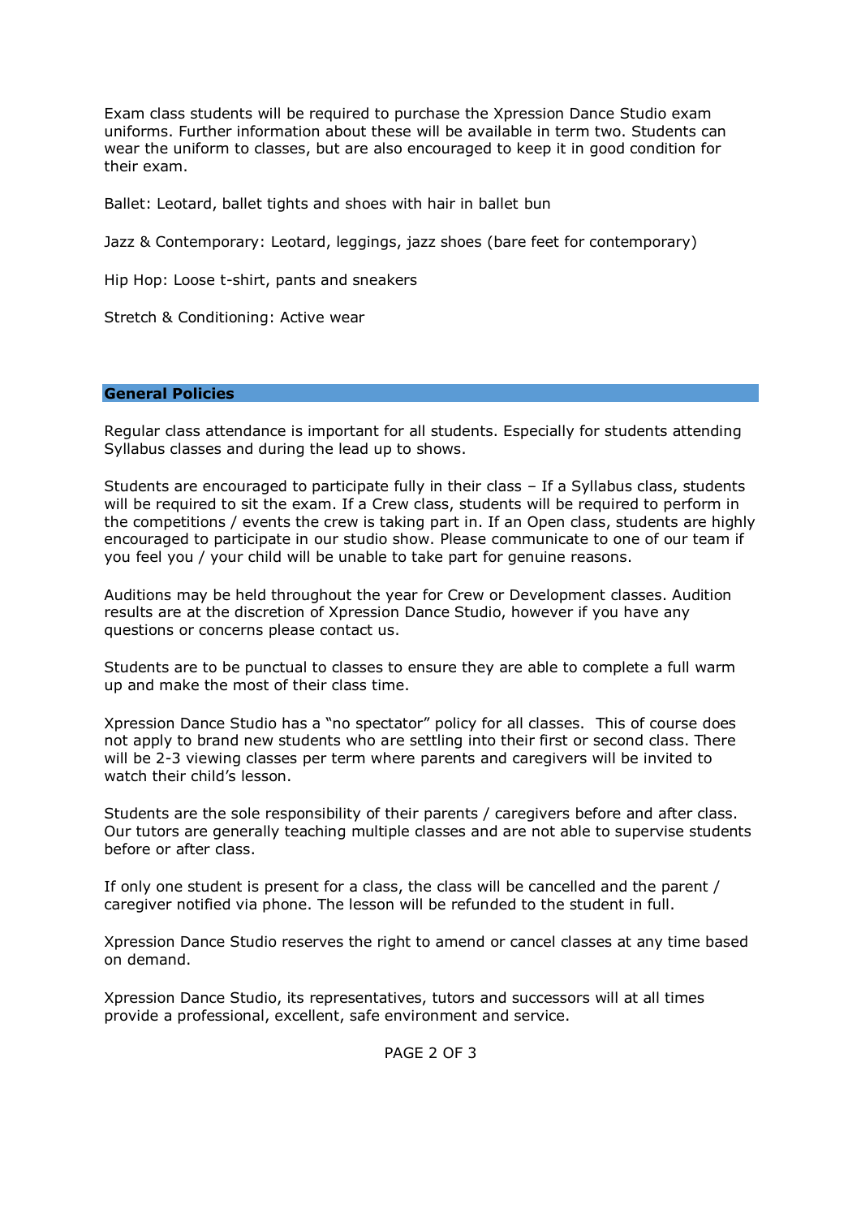Exam class students will be required to purchase the Xpression Dance Studio exam uniforms. Further information about these will be available in term two. Students can wear the uniform to classes, but are also encouraged to keep it in good condition for their exam.

Ballet: Leotard, ballet tights and shoes with hair in ballet bun

Jazz & Contemporary: Leotard, leggings, jazz shoes (bare feet for contemporary)

Hip Hop: Loose t-shirt, pants and sneakers

Stretch & Conditioning: Active wear

## General Policies

Regular class attendance is important for all students. Especially for students attending Syllabus classes and during the lead up to shows.

Students are encouraged to participate fully in their class – If a Syllabus class, students will be required to sit the exam. If a Crew class, students will be required to perform in the competitions / events the crew is taking part in. If an Open class, students are highly encouraged to participate in our studio show. Please communicate to one of our team if you feel you / your child will be unable to take part for genuine reasons.

Auditions may be held throughout the year for Crew or Development classes. Audition results are at the discretion of Xpression Dance Studio, however if you have any questions or concerns please contact us.

Students are to be punctual to classes to ensure they are able to complete a full warm up and make the most of their class time.

Xpression Dance Studio has a "no spectator" policy for all classes. This of course does not apply to brand new students who are settling into their first or second class. There will be 2-3 viewing classes per term where parents and caregivers will be invited to watch their child's lesson.

Students are the sole responsibility of their parents / caregivers before and after class. Our tutors are generally teaching multiple classes and are not able to supervise students before or after class.

If only one student is present for a class, the class will be cancelled and the parent / caregiver notified via phone. The lesson will be refunded to the student in full.

Xpression Dance Studio reserves the right to amend or cancel classes at any time based on demand.

Xpression Dance Studio, its representatives, tutors and successors will at all times provide a professional, excellent, safe environment and service.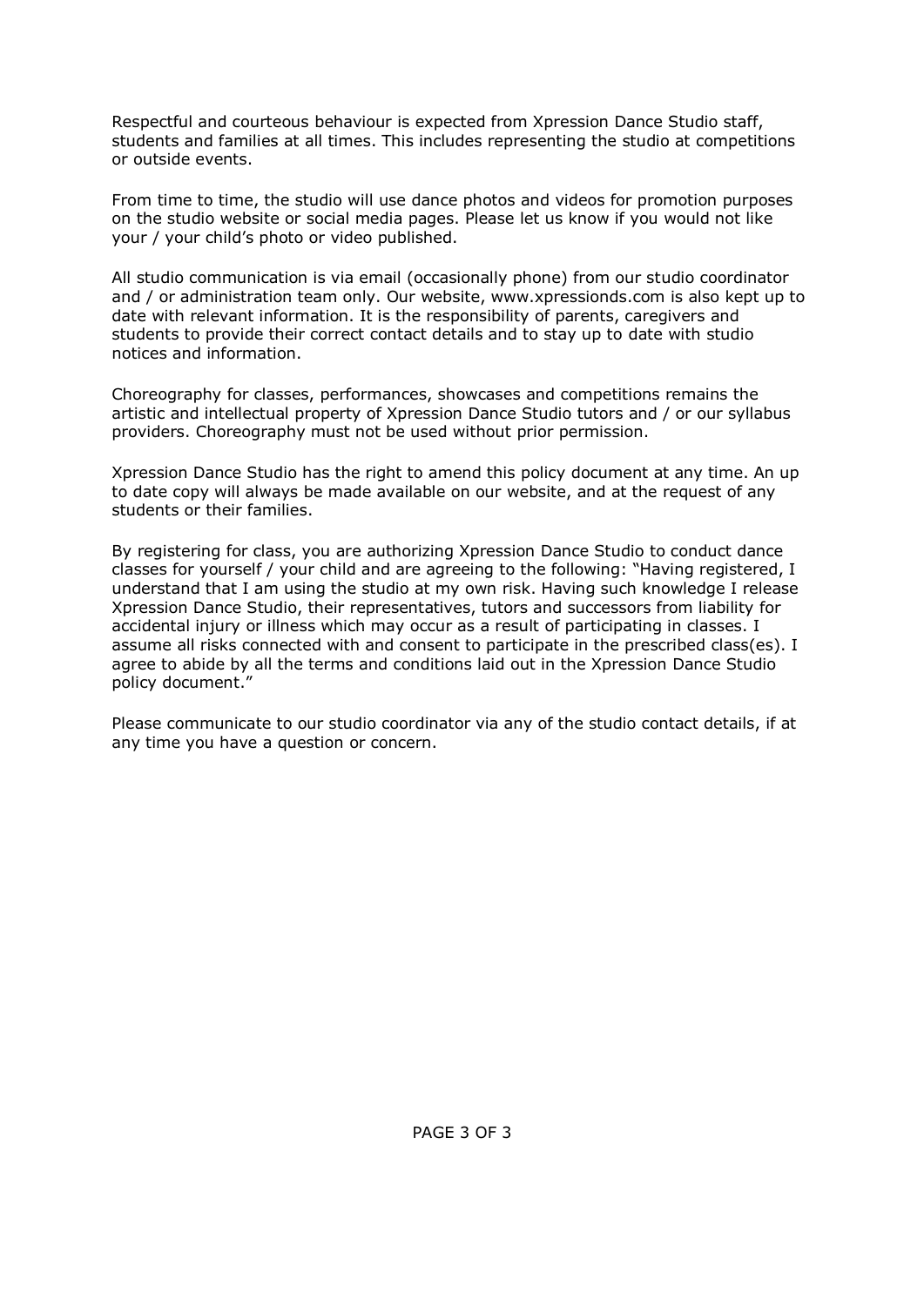Respectful and courteous behaviour is expected from Xpression Dance Studio staff, students and families at all times. This includes representing the studio at competitions or outside events.

From time to time, the studio will use dance photos and videos for promotion purposes on the studio website or social media pages. Please let us know if you would not like your / your child's photo or video published.

All studio communication is via email (occasionally phone) from our studio coordinator and / or administration team only. Our website, www.xpressionds.com is also kept up to date with relevant information. It is the responsibility of parents, caregivers and students to provide their correct contact details and to stay up to date with studio notices and information.

Choreography for classes, performances, showcases and competitions remains the artistic and intellectual property of Xpression Dance Studio tutors and / or our syllabus providers. Choreography must not be used without prior permission.

Xpression Dance Studio has the right to amend this policy document at any time. An up to date copy will always be made available on our website, and at the request of any students or their families.

By registering for class, you are authorizing Xpression Dance Studio to conduct dance classes for yourself / your child and are agreeing to the following: "Having registered, I understand that I am using the studio at my own risk. Having such knowledge I release Xpression Dance Studio, their representatives, tutors and successors from liability for accidental injury or illness which may occur as a result of participating in classes. I assume all risks connected with and consent to participate in the prescribed class(es). I agree to abide by all the terms and conditions laid out in the Xpression Dance Studio policy document."

Please communicate to our studio coordinator via any of the studio contact details, if at any time you have a question or concern.